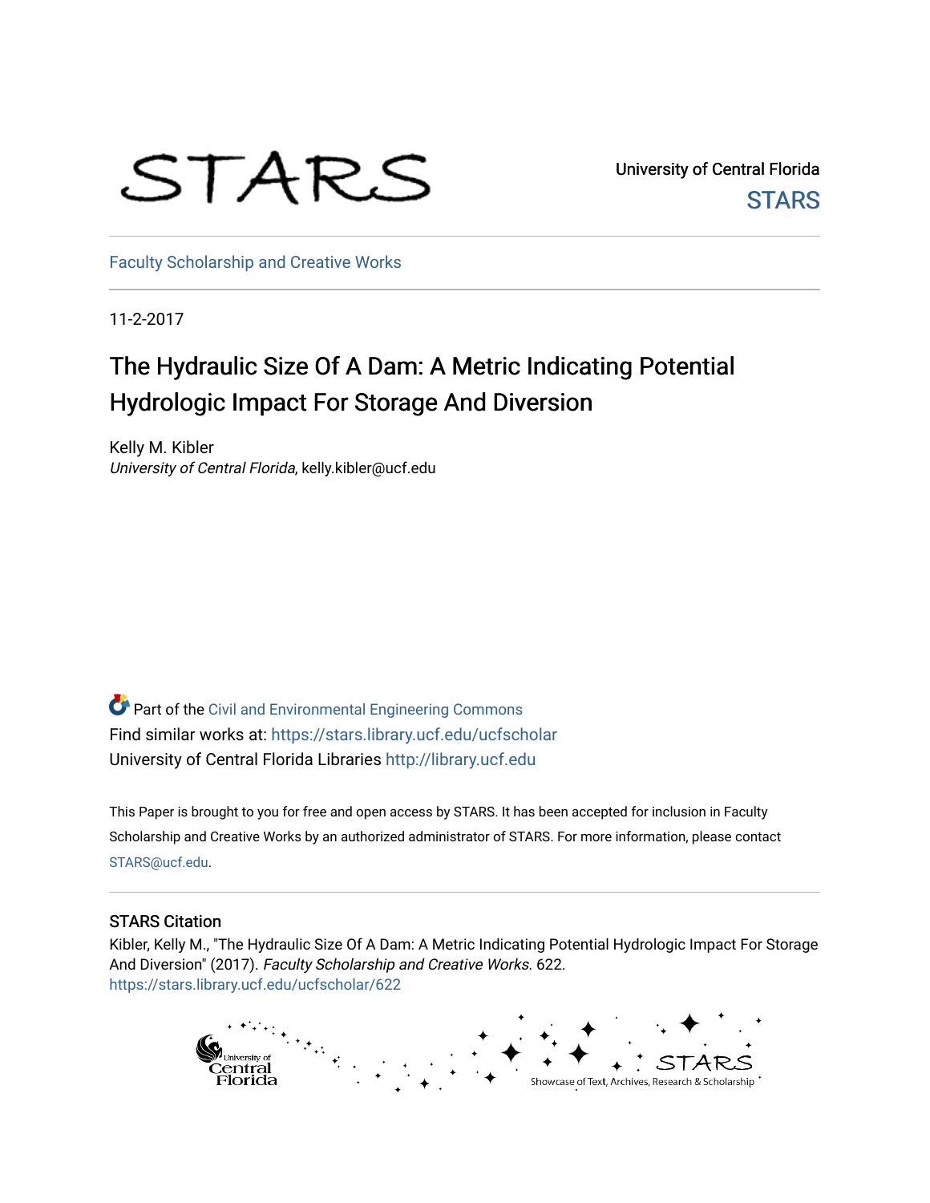University of Central Florida

STARS

Faculty Scholarship and Creative Works

11-2-2017

# The Hydraulic Size Of A Dam: A Metric Indicating Potential Hydrologic Impact For Storage And Diversion

Kelly M. Kibler
*University of Central Florida*, kelly.kibler@ucf.edu

Part of the Civil and Environmental Engineering Commons

Find similar works at: https://stars.library.ucf.edu/ucfscholar

University of Central Florida Libraries http://library.ucf.edu

This Paper is brought to you for free and open access by STARS. It has been accepted for inclusion in Faculty Scholarship and Creative Works by an authorized administrator of STARS. For more information, please contact STARS@ucf.edu.

## STARS Citation

Kibler, Kelly M., "The Hydraulic Size Of A Dam: A Metric Indicating Potential Hydrologic Impact For Storage And Diversion" (2017). *Faculty Scholarship and Creative Works*. 622.
https://stars.library.ucf.edu/ucfscholar/622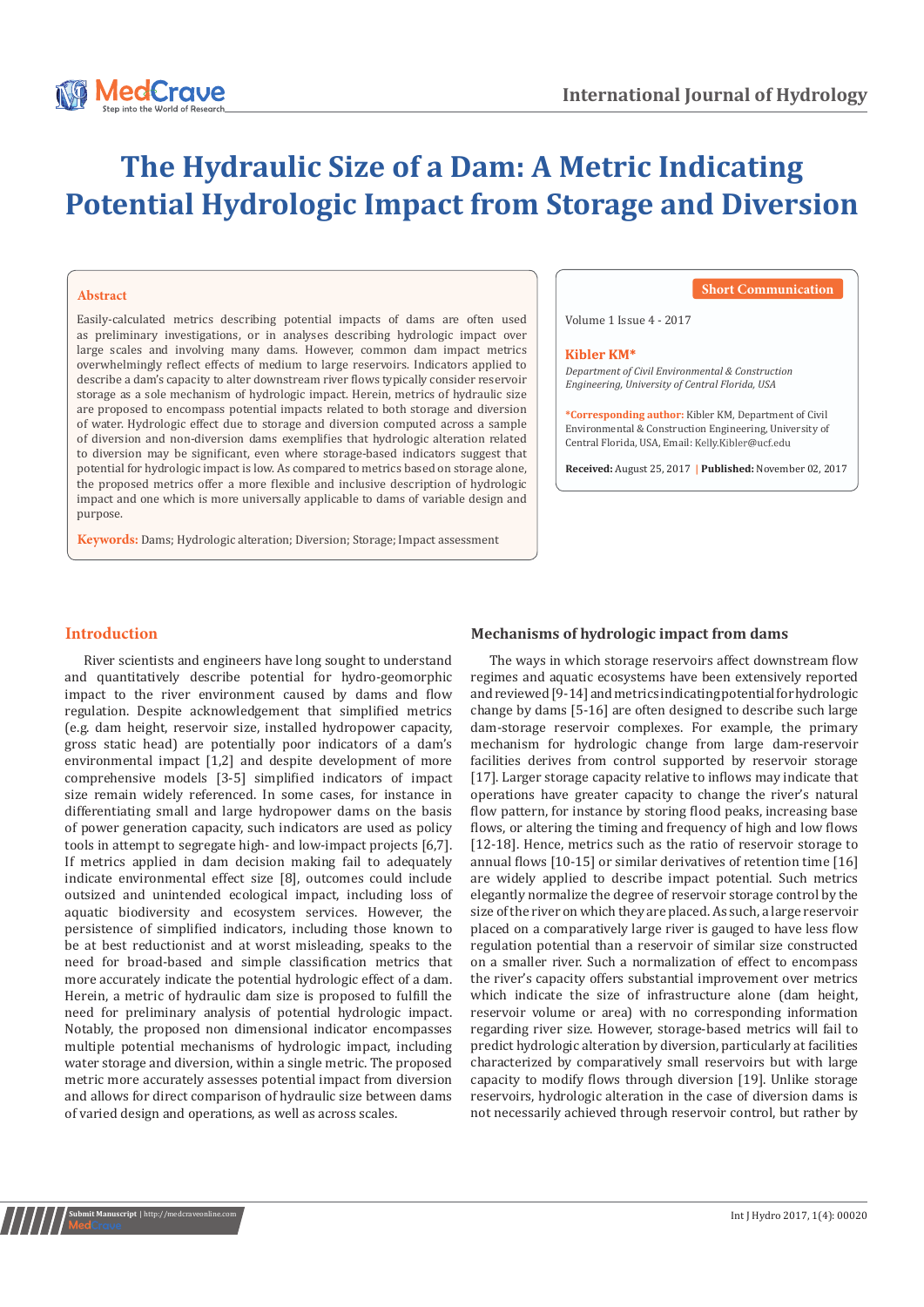# The Hydraulic Size of a Dam: A Metric Indicating Potential Hydrologic Impact from Storage and Diversion

## Abstract

Easily-calculated metrics describing potential impacts of dams are often used as preliminary investigations, or in analyses describing hydrologic impact over large scales and involving many dams. However, common dam impact metrics overwhelmingly reflect effects of medium to large reservoirs. Indicators applied to describe a dam's capacity to alter downstream river flows typically consider reservoir storage as a sole mechanism of hydrologic impact. Herein, metrics of hydraulic size are proposed to encompass potential impacts related to both storage and diversion of water. Hydrologic effect due to storage and diversion computed across a sample of diversion and non-diversion dams exemplifies that hydrologic alteration related to diversion may be significant, even where storage-based indicators suggest that potential for hydrologic impact is low. As compared to metrics based on storage alone, the proposed metrics offer a more flexible and inclusive description of hydrologic impact and one which is more universally applicable to dams of variable design and purpose.

**Keywords:** Dams; Hydrologic alteration; Diversion; Storage; Impact assessment

Short Communication

Volume 1 Issue 4 - 2017

**Kibler KM***

*Department of Civil Environmental & Construction Engineering, University of Central Florida, USA*

***Corresponding author:** Kibler KM, Department of Civil Environmental & Construction Engineering, University of Central Florida, USA, Email: Kelly.Kibler@ucf.edu

**Received:** August 25, 2017 | **Published:** November 02, 2017

## Introduction

River scientists and engineers have long sought to understand and quantitatively describe potential for hydro-geomorphic impact to the river environment caused by dams and flow regulation. Despite acknowledgement that simplified metrics (e.g. dam height, reservoir size, installed hydropower capacity, gross static head) are potentially poor indicators of a dam's environmental impact [1,2] and despite development of more comprehensive models [3-5] simplified indicators of impact size remain widely referenced. In some cases, for instance in differentiating small and large hydropower dams on the basis of power generation capacity, such indicators are used as policy tools in attempt to segregate high- and low-impact projects [6,7]. If metrics applied in dam decision making fail to adequately indicate environmental effect size [8], outcomes could include outsized and unintended ecological impact, including loss of aquatic biodiversity and ecosystem services. However, the persistence of simplified indicators, including those known to be at best reductionist and at worst misleading, speaks to the need for broad-based and simple classification metrics that more accurately indicate the potential hydrologic effect of a dam. Herein, a metric of hydraulic dam size is proposed to fulfill the need for preliminary analysis of potential hydrologic impact. Notably, the proposed non dimensional indicator encompasses multiple potential mechanisms of hydrologic impact, including water storage and diversion, within a single metric. The proposed metric more accurately assesses potential impact from diversion and allows for direct comparison of hydraulic size between dams of varied design and operations, as well as across scales.

### Mechanisms of hydrologic impact from dams

The ways in which storage reservoirs affect downstream flow regimes and aquatic ecosystems have been extensively reported and reviewed [9-14] and metrics indicating potential for hydrologic change by dams [5-16] are often designed to describe such large dam-storage reservoir complexes. For example, the primary mechanism for hydrologic change from large dam-reservoir facilities derives from control supported by reservoir storage [17]. Larger storage capacity relative to inflows may indicate that operations have greater capacity to change the river's natural flow pattern, for instance by storing flood peaks, increasing base flows, or altering the timing and frequency of high and low flows [12-18]. Hence, metrics such as the ratio of reservoir storage to annual flows [10-15] or similar derivatives of retention time [16] are widely applied to describe impact potential. Such metrics elegantly normalize the degree of reservoir storage control by the size of the river on which they are placed. As such, a large reservoir placed on a comparatively large river is gauged to have less flow regulation potential than a reservoir of similar size constructed on a smaller river. Such a normalization of effect to encompass the river's capacity offers substantial improvement over metrics which indicate the size of infrastructure alone (dam height, reservoir volume or area) with no corresponding information regarding river size. However, storage-based metrics will fail to predict hydrologic alteration by diversion, particularly at facilities characterized by comparatively small reservoirs but with large capacity to modify flows through diversion [19]. Unlike storage reservoirs, hydrologic alteration in the case of diversion dams is not necessarily achieved through reservoir control, but rather by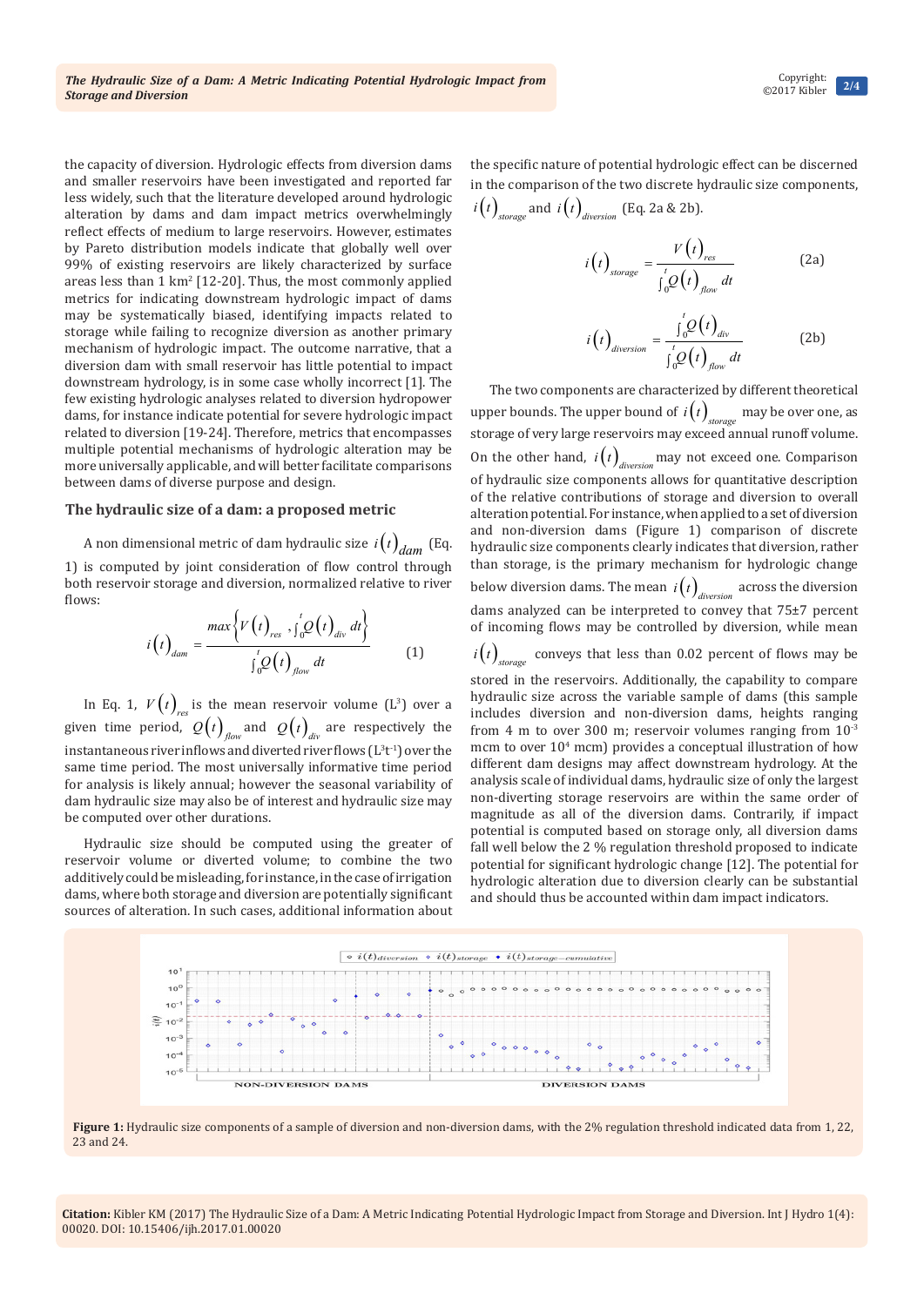the capacity of diversion. Hydrologic effects from diversion dams and smaller reservoirs have been investigated and reported far less widely, such that the literature developed around hydrologic alteration by dams and dam impact metrics overwhelmingly reflect effects of medium to large reservoirs. However, estimates by Pareto distribution models indicate that globally well over 99% of existing reservoirs are likely characterized by surface areas less than 1 km$^2$ [12-20]. Thus, the most commonly applied metrics for indicating downstream hydrologic impact of dams may be systematically biased, identifying impacts related to storage while failing to recognize diversion as another primary mechanism of hydrologic impact. The outcome narrative, that a diversion dam with small reservoir has little potential to impact downstream hydrology, is in some case wholly incorrect [1]. The few existing hydrologic analyses related to diversion hydropower dams, for instance indicate potential for severe hydrologic impact related to diversion [19-24]. Therefore, metrics that encompasses multiple potential mechanisms of hydrologic alteration may be more universally applicable, and will better facilitate comparisons between dams of diverse purpose and design.

## The hydraulic size of a dam: a proposed metric

A non dimensional metric of dam hydraulic size $i(t)_{dam}$ (Eq. 1) is computed by joint consideration of flow control through both reservoir storage and diversion, normalized relative to river flows:

$$i(t)_{dam} = \frac{max\left\{V(t)_{res}, \int_0^t Q(t)_{div}\, dt\right\}}{\int_0^t Q(t)_{flow}\, dt} \qquad (1)$$

In Eq. 1, $V(t)_{res}$ is the mean reservoir volume (L$^3$) over a given time period, $Q(t)_{flow}$ and $Q(t)_{div}$ are respectively the instantaneous river inflows and diverted river flows (L$^3$t$^{-1}$) over the same time period. The most universally informative time period for analysis is likely annual; however the seasonal variability of dam hydraulic size may also be of interest and hydraulic size may be computed over other durations.

Hydraulic size should be computed using the greater of reservoir volume or diverted volume; to combine the two additively could be misleading, for instance, in the case of irrigation dams, where both storage and diversion are potentially significant sources of alteration. In such cases, additional information about the specific nature of potential hydrologic effect can be discerned in the comparison of the two discrete hydraulic size components, $i(t)_{storage}$ and $i(t)_{diversion}$ (Eq. 2a & 2b).

$$i(t)_{storage} = \frac{V(t)_{res}}{\int_0^t Q(t)_{flow}\, dt} \qquad (2a)$$

$$i(t)_{diversion} = \frac{\int_0^t Q(t)_{div}}{\int_0^t Q(t)_{flow}\, dt} \qquad (2b)$$

The two components are characterized by different theoretical upper bounds. The upper bound of $i(t)_{storage}$ may be over one, as storage of very large reservoirs may exceed annual runoff volume. On the other hand, $i(t)_{diversion}$ may not exceed one. Comparison of hydraulic size components allows for quantitative description of the relative contributions of storage and diversion to overall alteration potential. For instance, when applied to a set of diversion and non-diversion dams (Figure 1) comparison of discrete hydraulic size components clearly indicates that diversion, rather than storage, is the primary mechanism for hydrologic change below diversion dams. The mean $i(t)_{diversion}$ across the diversion dams analyzed can be interpreted to convey that 75±7 percent of incoming flows may be controlled by diversion, while mean $i(t)_{storage}$ conveys that less than 0.02 percent of flows may be stored in the reservoirs. Additionally, the capability to compare hydraulic size across the variable sample of dams (this sample includes diversion and non-diversion dams, heights ranging from 4 m to over 300 m; reservoir volumes ranging from $10^{-3}$ mcm to over $10^4$ mcm) provides a conceptual illustration of how different dam designs may affect downstream hydrology. At the analysis scale of individual dams, hydraulic size of only the largest non-diverting storage reservoirs are within the same order of magnitude as all of the diversion dams. Contrarily, if impact potential is computed based on storage only, all diversion dams fall well below the 2 % regulation threshold proposed to indicate potential for significant hydrologic change [12]. The potential for hydrologic alteration due to diversion clearly can be substantial and should thus be accounted within dam impact indicators.

**Figure 1:** Hydraulic size components of a sample of diversion and non-diversion dams, with the 2% regulation threshold indicated data from 1, 22, 23 and 24.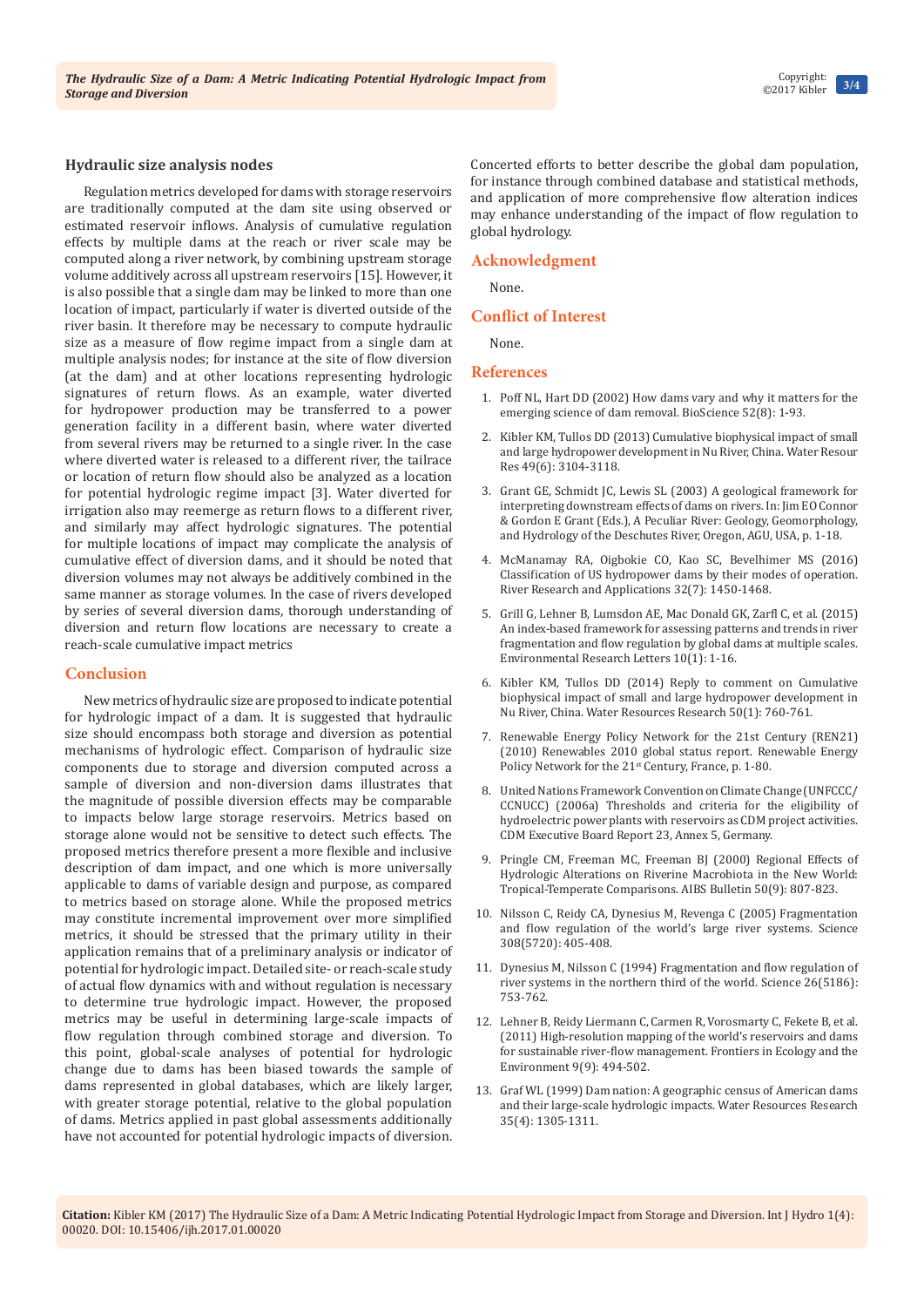### Hydraulic size analysis nodes

Regulation metrics developed for dams with storage reservoirs are traditionally computed at the dam site using observed or estimated reservoir inflows. Analysis of cumulative regulation effects by multiple dams at the reach or river scale may be computed along a river network, by combining upstream storage volume additively across all upstream reservoirs [15]. However, it is also possible that a single dam may be linked to more than one location of impact, particularly if water is diverted outside of the river basin. It therefore may be necessary to compute hydraulic size as a measure of flow regime impact from a single dam at multiple analysis nodes; for instance at the site of flow diversion (at the dam) and at other locations representing hydrologic signatures of return flows. As an example, water diverted for hydropower production may be transferred to a power generation facility in a different basin, where water diverted from several rivers may be returned to a single river. In the case where diverted water is released to a different river, the tailrace or location of return flow should also be analyzed as a location for potential hydrologic regime impact [3]. Water diverted for irrigation also may reemerge as return flows to a different river, and similarly may affect hydrologic signatures. The potential for multiple locations of impact may complicate the analysis of cumulative effect of diversion dams, and it should be noted that diversion volumes may not always be additively combined in the same manner as storage volumes. In the case of rivers developed by series of several diversion dams, thorough understanding of diversion and return flow locations are necessary to create a reach-scale cumulative impact metrics

## Conclusion

New metrics of hydraulic size are proposed to indicate potential for hydrologic impact of a dam. It is suggested that hydraulic size should encompass both storage and diversion as potential mechanisms of hydrologic effect. Comparison of hydraulic size components due to storage and diversion computed across a sample of diversion and non-diversion dams illustrates that the magnitude of possible diversion effects may be comparable to impacts below large storage reservoirs. Metrics based on storage alone would not be sensitive to detect such effects. The proposed metrics therefore present a more flexible and inclusive description of dam impact, and one which is more universally applicable to dams of variable design and purpose, as compared to metrics based on storage alone. While the proposed metrics may constitute incremental improvement over more simplified metrics, it should be stressed that the primary utility in their application remains that of a preliminary analysis or indicator of potential for hydrologic impact. Detailed site- or reach-scale study of actual flow dynamics with and without regulation is necessary to determine true hydrologic impact. However, the proposed metrics may be useful in determining large-scale impacts of flow regulation through combined storage and diversion. To this point, global-scale analyses of potential for hydrologic change due to dams has been biased towards the sample of dams represented in global databases, which are likely larger, with greater storage potential, relative to the global population of dams. Metrics applied in past global assessments additionally have not accounted for potential hydrologic impacts of diversion. Concerted efforts to better describe the global dam population, for instance through combined database and statistical methods, and application of more comprehensive flow alteration indices may enhance understanding of the impact of flow regulation to global hydrology.

## Acknowledgment

None.

## Conflict of Interest

None.

## References

1. Poff NL, Hart DD (2002) How dams vary and why it matters for the emerging science of dam removal. BioScience 52(8): 1-93.
2. Kibler KM, Tullos DD (2013) Cumulative biophysical impact of small and large hydropower development in Nu River, China. Water Resour Res 49(6): 3104-3118.
3. Grant GE, Schmidt JC, Lewis SL (2003) A geological framework for interpreting downstream effects of dams on rivers. In: Jim EO Connor & Gordon E Grant (Eds.), A Peculiar River: Geology, Geomorphology, and Hydrology of the Deschutes River, Oregon, AGU, USA, p. 1-18.
4. McManamay RA, Oigbokie CO, Kao SC, Bevelhimer MS (2016) Classification of US hydropower dams by their modes of operation. River Research and Applications 32(7): 1450-1468.
5. Grill G, Lehner B, Lumsdon AE, Mac Donald GK, Zarfl C, et al. (2015) An index-based framework for assessing patterns and trends in river fragmentation and flow regulation by global dams at multiple scales. Environmental Research Letters 10(1): 1-16.
6. Kibler KM, Tullos DD (2014) Reply to comment on Cumulative biophysical impact of small and large hydropower development in Nu River, China. Water Resources Research 50(1): 760-761.
7. Renewable Energy Policy Network for the 21st Century (REN21) (2010) Renewables 2010 global status report. Renewable Energy Policy Network for the 21st Century, France, p. 1-80.
8. United Nations Framework Convention on Climate Change (UNFCCC/CCNUCC) (2006a) Thresholds and criteria for the eligibility of hydroelectric power plants with reservoirs as CDM project activities. CDM Executive Board Report 23, Annex 5, Germany.
9. Pringle CM, Freeman MC, Freeman BJ (2000) Regional Effects of Hydrologic Alterations on Riverine Macrobiota in the New World: Tropical-Temperate Comparisons. AIBS Bulletin 50(9): 807-823.
10. Nilsson C, Reidy CA, Dynesius M, Revenga C (2005) Fragmentation and flow regulation of the world's large river systems. Science 308(5720): 405-408.
11. Dynesius M, Nilsson C (1994) Fragmentation and flow regulation of river systems in the northern third of the world. Science 26(5186): 753-762.
12. Lehner B, Reidy Liermann C, Carmen R, Vorosmarty C, Fekete B, et al. (2011) High-resolution mapping of the world's reservoirs and dams for sustainable river-flow management. Frontiers in Ecology and the Environment 9(9): 494-502.
13. Graf WL (1999) Dam nation: A geographic census of American dams and their large-scale hydrologic impacts. Water Resources Research 35(4): 1305-1311.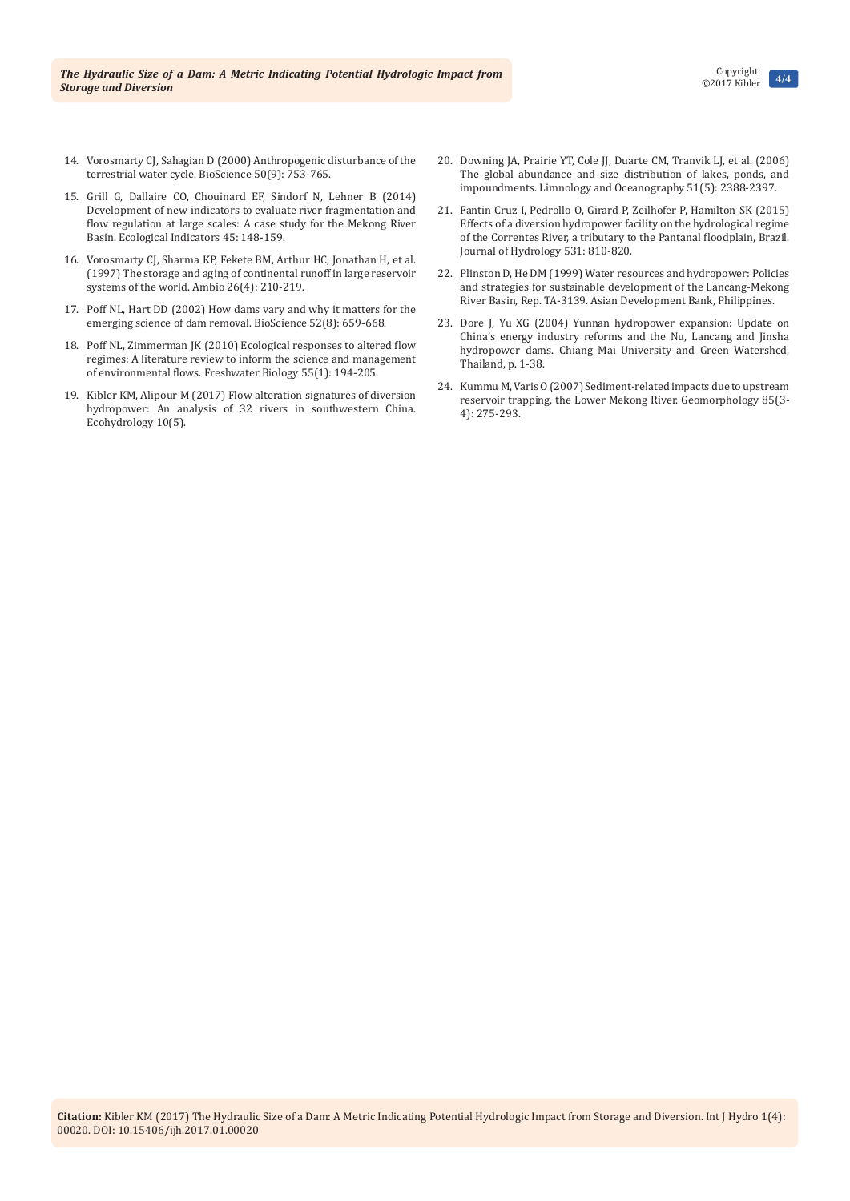14. Vorosmarty CJ, Sahagian D (2000) Anthropogenic disturbance of the terrestrial water cycle. BioScience 50(9): 753-765.

15. Grill G, Dallaire CO, Chouinard EF, Sindorf N, Lehner B (2014) Development of new indicators to evaluate river fragmentation and flow regulation at large scales: A case study for the Mekong River Basin. Ecological Indicators 45: 148-159.

16. Vorosmarty CJ, Sharma KP, Fekete BM, Arthur HC, Jonathan H, et al. (1997) The storage and aging of continental runoff in large reservoir systems of the world. Ambio 26(4): 210-219.

17. Poff NL, Hart DD (2002) How dams vary and why it matters for the emerging science of dam removal. BioScience 52(8): 659-668.

18. Poff NL, Zimmerman JK (2010) Ecological responses to altered flow regimes: A literature review to inform the science and management of environmental flows. Freshwater Biology 55(1): 194-205.

19. Kibler KM, Alipour M (2017) Flow alteration signatures of diversion hydropower: An analysis of 32 rivers in southwestern China. Ecohydrology 10(5).

20. Downing JA, Prairie YT, Cole JJ, Duarte CM, Tranvik LJ, et al. (2006) The global abundance and size distribution of lakes, ponds, and impoundments. Limnology and Oceanography 51(5): 2388-2397.

21. Fantin Cruz I, Pedrollo O, Girard P, Zeilhofer P, Hamilton SK (2015) Effects of a diversion hydropower facility on the hydrological regime of the Correntes River, a tributary to the Pantanal floodplain, Brazil. Journal of Hydrology 531: 810-820.

22. Plinston D, He DM (1999) Water resources and hydropower: Policies and strategies for sustainable development of the Lancang-Mekong River Basin, Rep. TA-3139. Asian Development Bank, Philippines.

23. Dore J, Yu XG (2004) Yunnan hydropower expansion: Update on China's energy industry reforms and the Nu, Lancang and Jinsha hydropower dams. Chiang Mai University and Green Watershed, Thailand, p. 1-38.

24. Kummu M, Varis O (2007) Sediment-related impacts due to upstream reservoir trapping, the Lower Mekong River. Geomorphology 85(3-4): 275-293.

**Citation:** Kibler KM (2017) The Hydraulic Size of a Dam: A Metric Indicating Potential Hydrologic Impact from Storage and Diversion. Int J Hydro 1(4): 00020. DOI: 10.15406/ijh.2017.01.00020